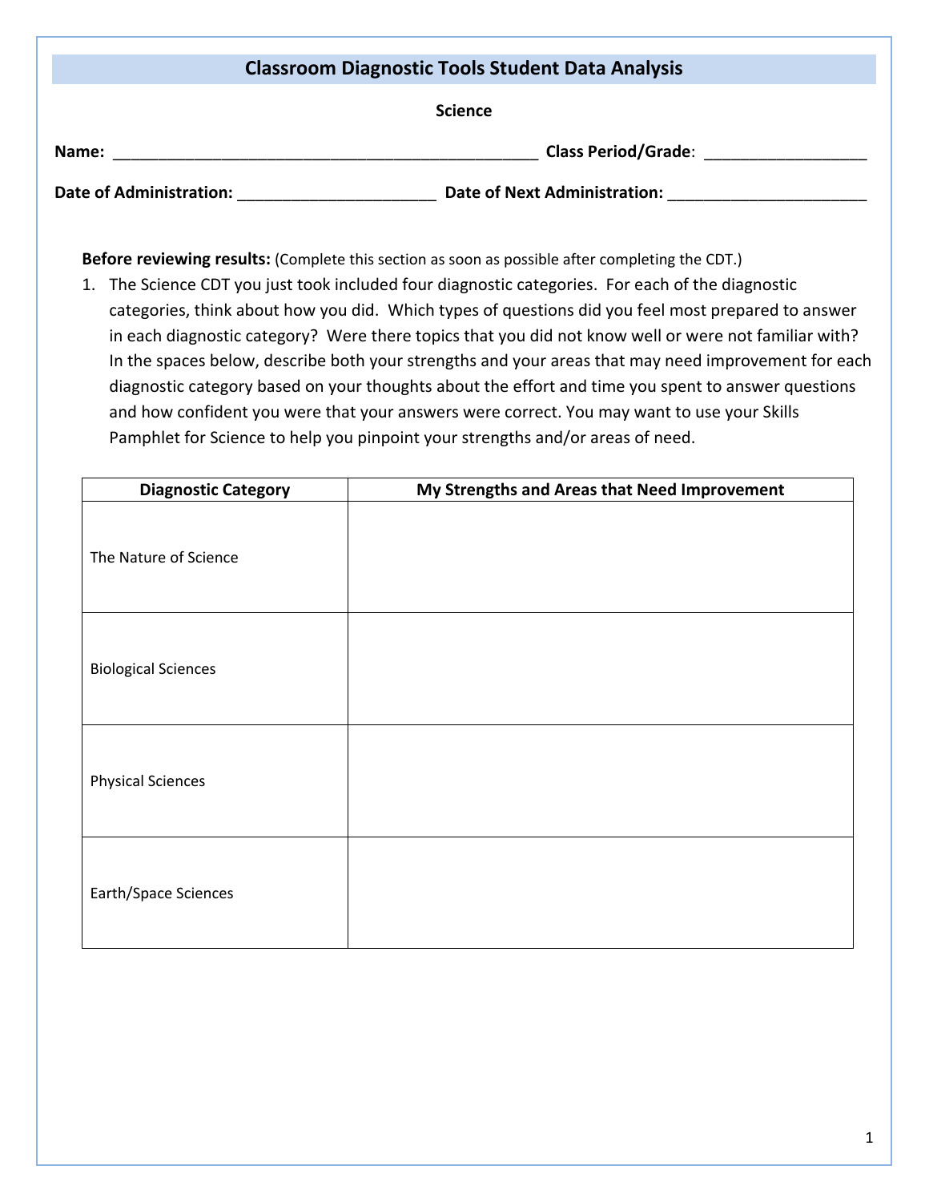# Classroom Diagnostic Tools Student Data Analysis

**Science**

**Name:** ________________________________________________ **Class Period/Grade**: __________________

**Date of Administration:** ______________________ **Date of Next Administration:** ______________________

**Before reviewing results:** (Complete this section as soon as possible after completing the CDT.)

1. The Science CDT you just took included four diagnostic categories. For each of the diagnostic categories, think about how you did. Which types of questions did you feel most prepared to answer in each diagnostic category? Were there topics that you did not know well or were not familiar with? In the spaces below, describe both your strengths and your areas that may need improvement for each diagnostic category based on your thoughts about the effort and time you spent to answer questions and how confident you were that your answers were correct. You may want to use your Skills Pamphlet for Science to help you pinpoint your strengths and/or areas of need.

| Diagnostic Category | My Strengths and Areas that Need Improvement |
| --- | --- |
| The Nature of Science | |
| Biological Sciences | |
| Physical Sciences | |
| Earth/Space Sciences | |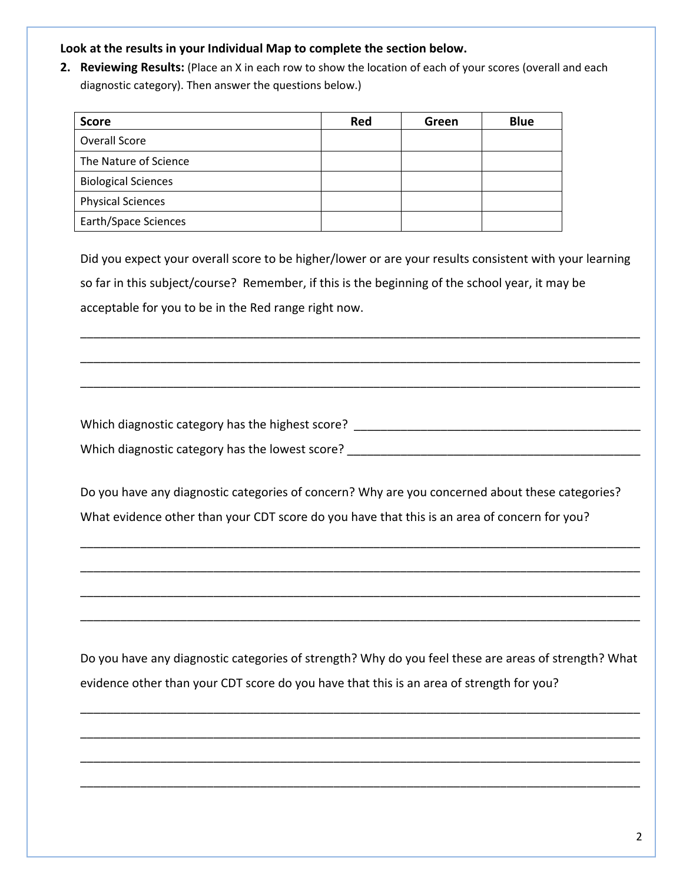**Look at the results in your Individual Map to complete the section below.**

2. **Reviewing Results:** (Place an X in each row to show the location of each of your scores (overall and each diagnostic category). Then answer the questions below.)

| Score | Red | Green | Blue |
|---|---|---|---|
| Overall Score | | | |
| The Nature of Science | | | |
| Biological Sciences | | | |
| Physical Sciences | | | |
| Earth/Space Sciences | | | |

Did you expect your overall score to be higher/lower or are your results consistent with your learning so far in this subject/course? Remember, if this is the beginning of the school year, it may be acceptable for you to be in the Red range right now.

_____________________________________________________________________________________

_____________________________________________________________________________________

_____________________________________________________________________________________

Which diagnostic category has the highest score? _____________________________________________

Which diagnostic category has the lowest score? _____________________________________________

Do you have any diagnostic categories of concern? Why are you concerned about these categories? What evidence other than your CDT score do you have that this is an area of concern for you?

_____________________________________________________________________________________

_____________________________________________________________________________________

_____________________________________________________________________________________

_____________________________________________________________________________________

Do you have any diagnostic categories of strength? Why do you feel these are areas of strength? What evidence other than your CDT score do you have that this is an area of strength for you?

_____________________________________________________________________________________

_____________________________________________________________________________________

_____________________________________________________________________________________

_____________________________________________________________________________________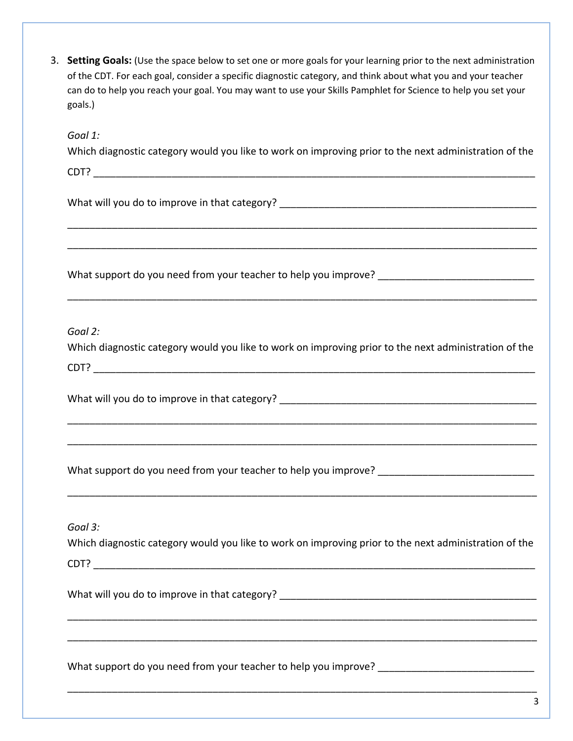3. **Setting Goals:** (Use the space below to set one or more goals for your learning prior to the next administration of the CDT. For each goal, consider a specific diagnostic category, and think about what you and your teacher can do to help you reach your goal. You may want to use your Skills Pamphlet for Science to help you set your goals.)

   *Goal 1:*

   Which diagnostic category would you like to work on improving prior to the next administration of the CDT? ___________________________________________________________________________

   What will you do to improve in that category? _____________________________________________

   ___________________________________________________________________________________

   ___________________________________________________________________________________

   What support do you need from your teacher to help you improve? ___________________________

   ___________________________________________________________________________________

   *Goal 2:*

   Which diagnostic category would you like to work on improving prior to the next administration of the CDT? ___________________________________________________________________________

   What will you do to improve in that category? _____________________________________________

   ___________________________________________________________________________________

   ___________________________________________________________________________________

   What support do you need from your teacher to help you improve? ___________________________

   ___________________________________________________________________________________

   *Goal 3:*

   Which diagnostic category would you like to work on improving prior to the next administration of the CDT? ___________________________________________________________________________

   What will you do to improve in that category? _____________________________________________

   ___________________________________________________________________________________

   ___________________________________________________________________________________

   What support do you need from your teacher to help you improve? ___________________________

   ___________________________________________________________________________________